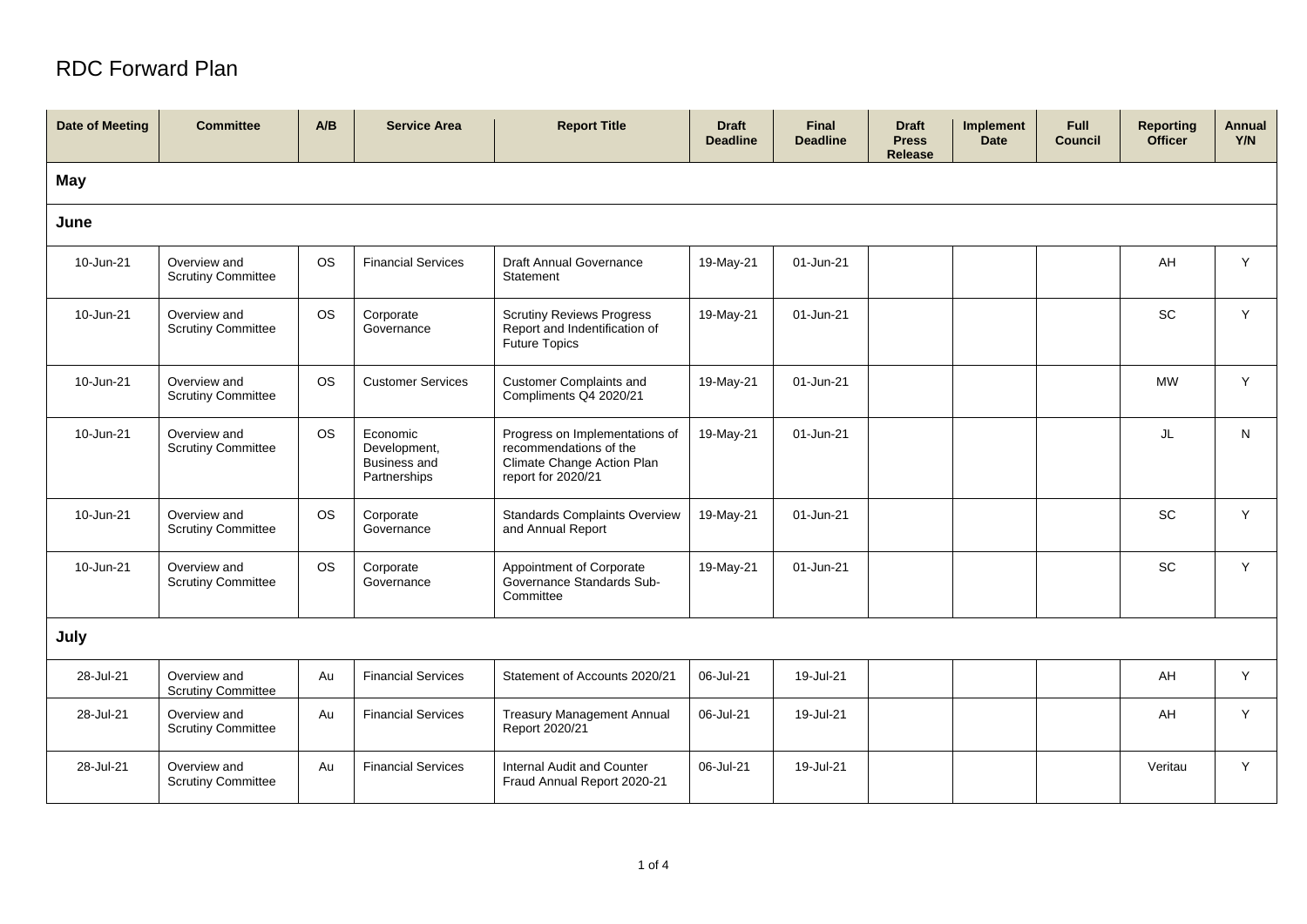# RDC Forward Plan

| Date of Meeting | Committee | A/B | Service Area | Report Title | Draft Deadline | Final Deadline | Draft Press Release | Implement Date | Full Council | Reporting Officer | Annual Y/N |
|---|---|---|---|---|---|---|---|---|---|---|---|
| **May** | | | | | | | | | | | |
| **June** | | | | | | | | | | | |
| 10-Jun-21 | Overview and Scrutiny Committee | OS | Financial Services | Draft Annual Governance Statement | 19-May-21 | 01-Jun-21 | | | | AH | Y |
| 10-Jun-21 | Overview and Scrutiny Committee | OS | Corporate Governance | Scrutiny Reviews Progress Report and Indentification of Future Topics | 19-May-21 | 01-Jun-21 | | | | SC | Y |
| 10-Jun-21 | Overview and Scrutiny Committee | OS | Customer Services | Customer Complaints and Compliments Q4 2020/21 | 19-May-21 | 01-Jun-21 | | | | MW | Y |
| 10-Jun-21 | Overview and Scrutiny Committee | OS | Economic Development, Business and Partnerships | Progress on Implementations of recommendations of the Climate Change Action Plan report for 2020/21 | 19-May-21 | 01-Jun-21 | | | | JL | N |
| 10-Jun-21 | Overview and Scrutiny Committee | OS | Corporate Governance | Standards Complaints Overview and Annual Report | 19-May-21 | 01-Jun-21 | | | | SC | Y |
| 10-Jun-21 | Overview and Scrutiny Committee | OS | Corporate Governance | Appointment of Corporate Governance Standards Sub-Committee | 19-May-21 | 01-Jun-21 | | | | SC | Y |
| **July** | | | | | | | | | | | |
| 28-Jul-21 | Overview and Scrutiny Committee | Au | Financial Services | Statement of Accounts 2020/21 | 06-Jul-21 | 19-Jul-21 | | | | AH | Y |
| 28-Jul-21 | Overview and Scrutiny Committee | Au | Financial Services | Treasury Management Annual Report 2020/21 | 06-Jul-21 | 19-Jul-21 | | | | AH | Y |
| 28-Jul-21 | Overview and Scrutiny Committee | Au | Financial Services | Internal Audit and Counter Fraud Annual Report 2020-21 | 06-Jul-21 | 19-Jul-21 | | | | Veritau | Y |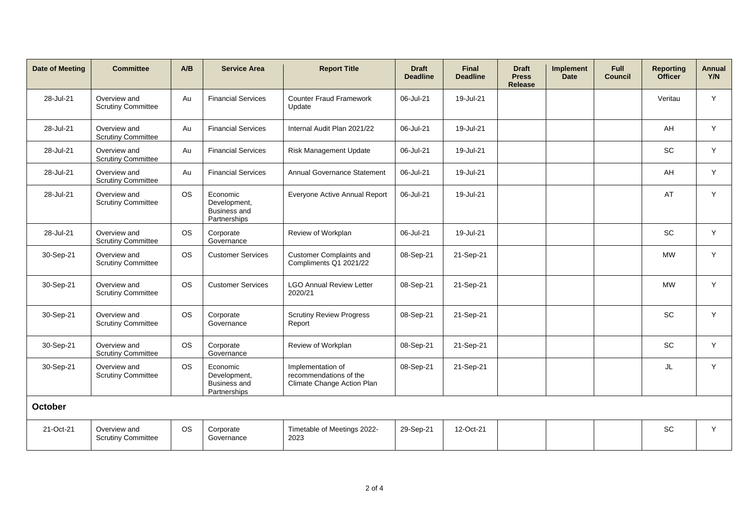| Date of Meeting | Committee | A/B | Service Area | Report Title | Draft Deadline | Final Deadline | Draft Press Release | Implement Date | Full Council | Reporting Officer | Annual Y/N |
|---|---|---|---|---|---|---|---|---|---|---|---|
| 28-Jul-21 | Overview and Scrutiny Committee | Au | Financial Services | Counter Fraud Framework Update | 06-Jul-21 | 19-Jul-21 | | | | Veritau | Y |
| 28-Jul-21 | Overview and Scrutiny Committee | Au | Financial Services | Internal Audit Plan 2021/22 | 06-Jul-21 | 19-Jul-21 | | | | AH | Y |
| 28-Jul-21 | Overview and Scrutiny Committee | Au | Financial Services | Risk Management Update | 06-Jul-21 | 19-Jul-21 | | | | SC | Y |
| 28-Jul-21 | Overview and Scrutiny Committee | Au | Financial Services | Annual Governance Statement | 06-Jul-21 | 19-Jul-21 | | | | AH | Y |
| 28-Jul-21 | Overview and Scrutiny Committee | OS | Economic Development, Business and Partnerships | Everyone Active Annual Report | 06-Jul-21 | 19-Jul-21 | | | | AT | Y |
| 28-Jul-21 | Overview and Scrutiny Committee | OS | Corporate Governance | Review of Workplan | 06-Jul-21 | 19-Jul-21 | | | | SC | Y |
| 30-Sep-21 | Overview and Scrutiny Committee | OS | Customer Services | Customer Complaints and Compliments Q1 2021/22 | 08-Sep-21 | 21-Sep-21 | | | | MW | Y |
| 30-Sep-21 | Overview and Scrutiny Committee | OS | Customer Services | LGO Annual Review Letter 2020/21 | 08-Sep-21 | 21-Sep-21 | | | | MW | Y |
| 30-Sep-21 | Overview and Scrutiny Committee | OS | Corporate Governance | Scrutiny Review Progress Report | 08-Sep-21 | 21-Sep-21 | | | | SC | Y |
| 30-Sep-21 | Overview and Scrutiny Committee | OS | Corporate Governance | Review of Workplan | 08-Sep-21 | 21-Sep-21 | | | | SC | Y |
| 30-Sep-21 | Overview and Scrutiny Committee | OS | Economic Development, Business and Partnerships | Implementation of recommendations of the Climate Change Action Plan | 08-Sep-21 | 21-Sep-21 | | | | JL | Y |
| **October** | | | | | | | | | | | |
| 21-Oct-21 | Overview and Scrutiny Committee | OS | Corporate Governance | Timetable of Meetings 2022-2023 | 29-Sep-21 | 12-Oct-21 | | | | SC | Y |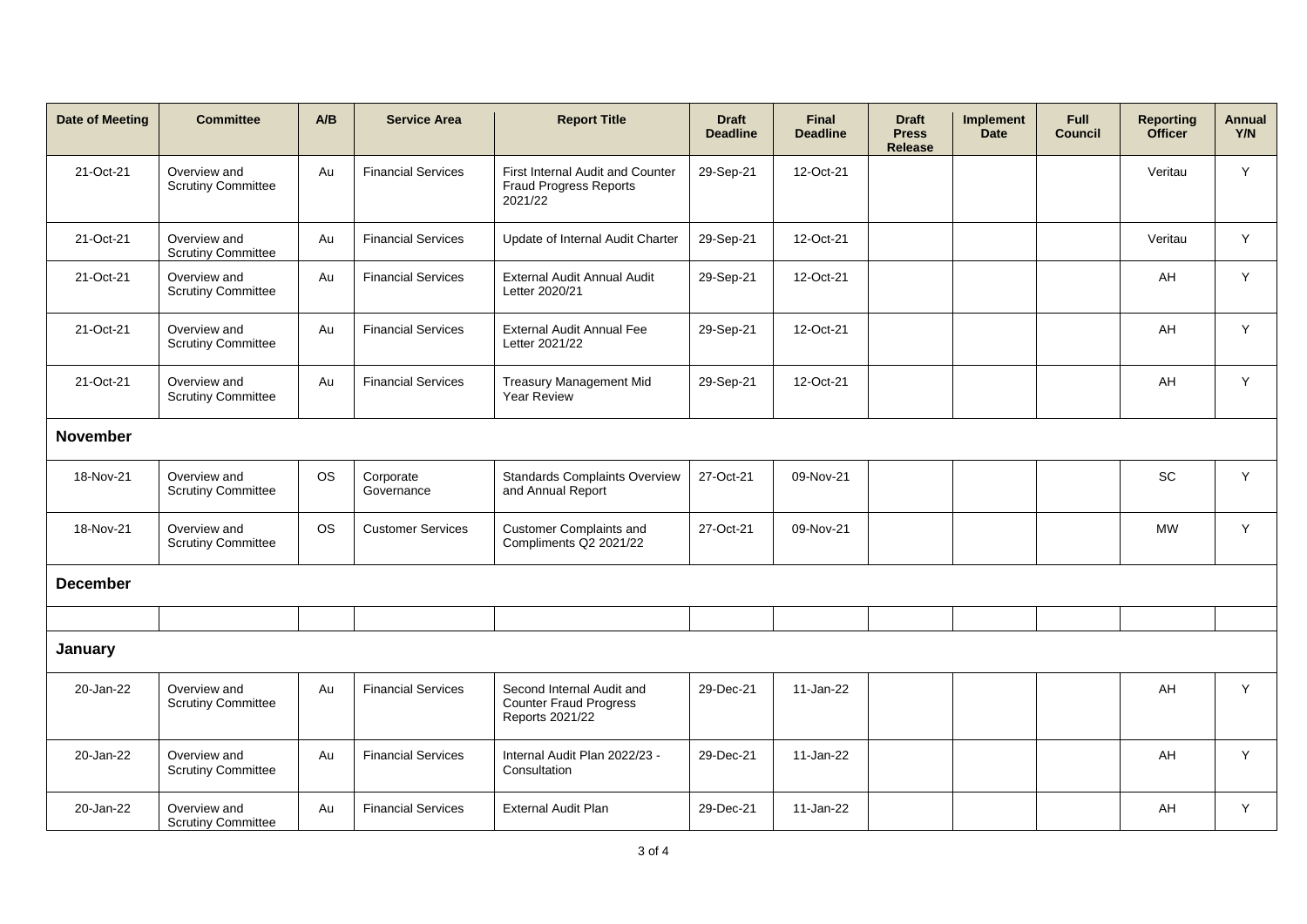| Date of Meeting | Committee | A/B | Service Area | Report Title | Draft Deadline | Final Deadline | Draft Press Release | Implement Date | Full Council | Reporting Officer | Annual Y/N |
|---|---|---|---|---|---|---|---|---|---|---|---|
| 21-Oct-21 | Overview and Scrutiny Committee | Au | Financial Services | First Internal Audit and Counter Fraud Progress Reports 2021/22 | 29-Sep-21 | 12-Oct-21 | | | | Veritau | Y |
| 21-Oct-21 | Overview and Scrutiny Committee | Au | Financial Services | Update of Internal Audit Charter | 29-Sep-21 | 12-Oct-21 | | | | Veritau | Y |
| 21-Oct-21 | Overview and Scrutiny Committee | Au | Financial Services | External Audit Annual Audit Letter 2020/21 | 29-Sep-21 | 12-Oct-21 | | | | AH | Y |
| 21-Oct-21 | Overview and Scrutiny Committee | Au | Financial Services | External Audit Annual Fee Letter 2021/22 | 29-Sep-21 | 12-Oct-21 | | | | AH | Y |
| 21-Oct-21 | Overview and Scrutiny Committee | Au | Financial Services | Treasury Management Mid Year Review | 29-Sep-21 | 12-Oct-21 | | | | AH | Y |
| **November** | | | | | | | | | | | |
| 18-Nov-21 | Overview and Scrutiny Committee | OS | Corporate Governance | Standards Complaints Overview and Annual Report | 27-Oct-21 | 09-Nov-21 | | | | SC | Y |
| 18-Nov-21 | Overview and Scrutiny Committee | OS | Customer Services | Customer Complaints and Compliments Q2 2021/22 | 27-Oct-21 | 09-Nov-21 | | | | MW | Y |
| **December** | | | | | | | | | | | |
| | | | | | | | | | | | |
| **January** | | | | | | | | | | | |
| 20-Jan-22 | Overview and Scrutiny Committee | Au | Financial Services | Second Internal Audit and Counter Fraud Progress Reports 2021/22 | 29-Dec-21 | 11-Jan-22 | | | | AH | Y |
| 20-Jan-22 | Overview and Scrutiny Committee | Au | Financial Services | Internal Audit Plan 2022/23 - Consultation | 29-Dec-21 | 11-Jan-22 | | | | AH | Y |
| 20-Jan-22 | Overview and Scrutiny Committee | Au | Financial Services | External Audit Plan | 29-Dec-21 | 11-Jan-22 | | | | AH | Y |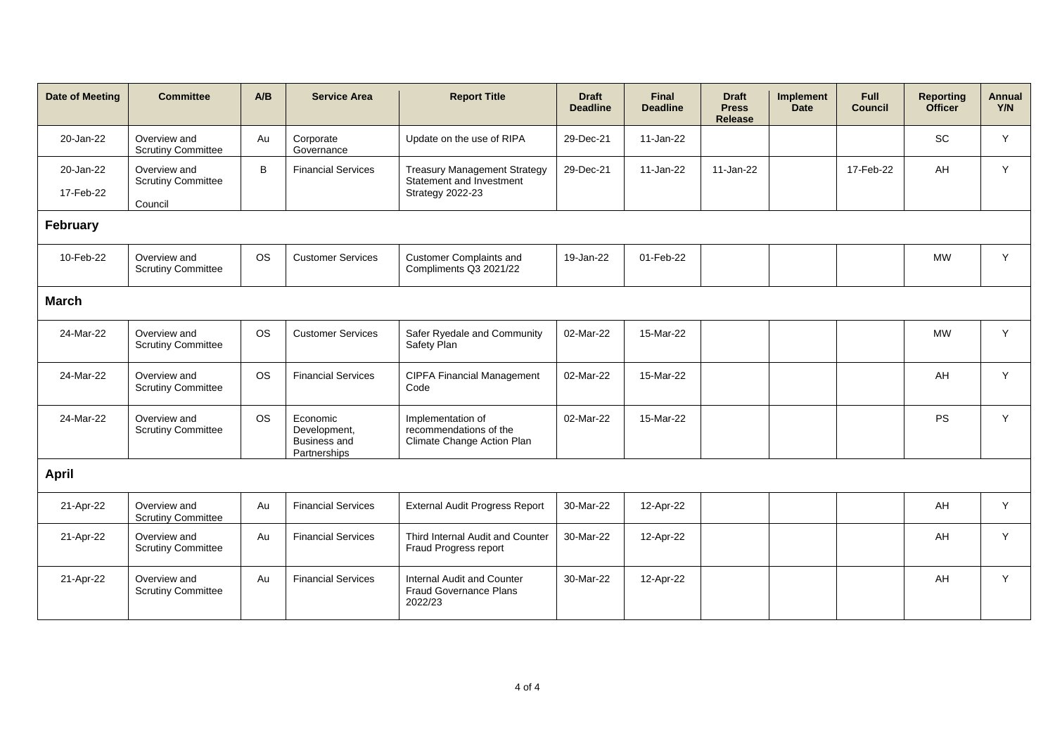| Date of Meeting | Committee | A/B | Service Area | Report Title | Draft Deadline | Final Deadline | Draft Press Release | Implement Date | Full Council | Reporting Officer | Annual Y/N |
|---|---|---|---|---|---|---|---|---|---|---|---|
| 20-Jan-22 | Overview and Scrutiny Committee | Au | Corporate Governance | Update on the use of RIPA | 29-Dec-21 | 11-Jan-22 | | | | SC | Y |
| 20-Jan-22<br>17-Feb-22 | Overview and Scrutiny Committee<br>Council | B | Financial Services | Treasury Management Strategy Statement and Investment Strategy 2022-23 | 29-Dec-21 | 11-Jan-22 | 11-Jan-22 | | 17-Feb-22 | AH | Y |
| **February** | | | | | | | | | | | |
| 10-Feb-22 | Overview and Scrutiny Committee | OS | Customer Services | Customer Complaints and Compliments Q3 2021/22 | 19-Jan-22 | 01-Feb-22 | | | | MW | Y |
| **March** | | | | | | | | | | | |
| 24-Mar-22 | Overview and Scrutiny Committee | OS | Customer Services | Safer Ryedale and Community Safety Plan | 02-Mar-22 | 15-Mar-22 | | | | MW | Y |
| 24-Mar-22 | Overview and Scrutiny Committee | OS | Financial Services | CIPFA Financial Management Code | 02-Mar-22 | 15-Mar-22 | | | | AH | Y |
| 24-Mar-22 | Overview and Scrutiny Committee | OS | Economic Development, Business and Partnerships | Implementation of recommendations of the Climate Change Action Plan | 02-Mar-22 | 15-Mar-22 | | | | PS | Y |
| **April** | | | | | | | | | | | |
| 21-Apr-22 | Overview and Scrutiny Committee | Au | Financial Services | External Audit Progress Report | 30-Mar-22 | 12-Apr-22 | | | | AH | Y |
| 21-Apr-22 | Overview and Scrutiny Committee | Au | Financial Services | Third Internal Audit and Counter Fraud Progress report | 30-Mar-22 | 12-Apr-22 | | | | AH | Y |
| 21-Apr-22 | Overview and Scrutiny Committee | Au | Financial Services | Internal Audit and Counter Fraud Governance Plans 2022/23 | 30-Mar-22 | 12-Apr-22 | | | | AH | Y |